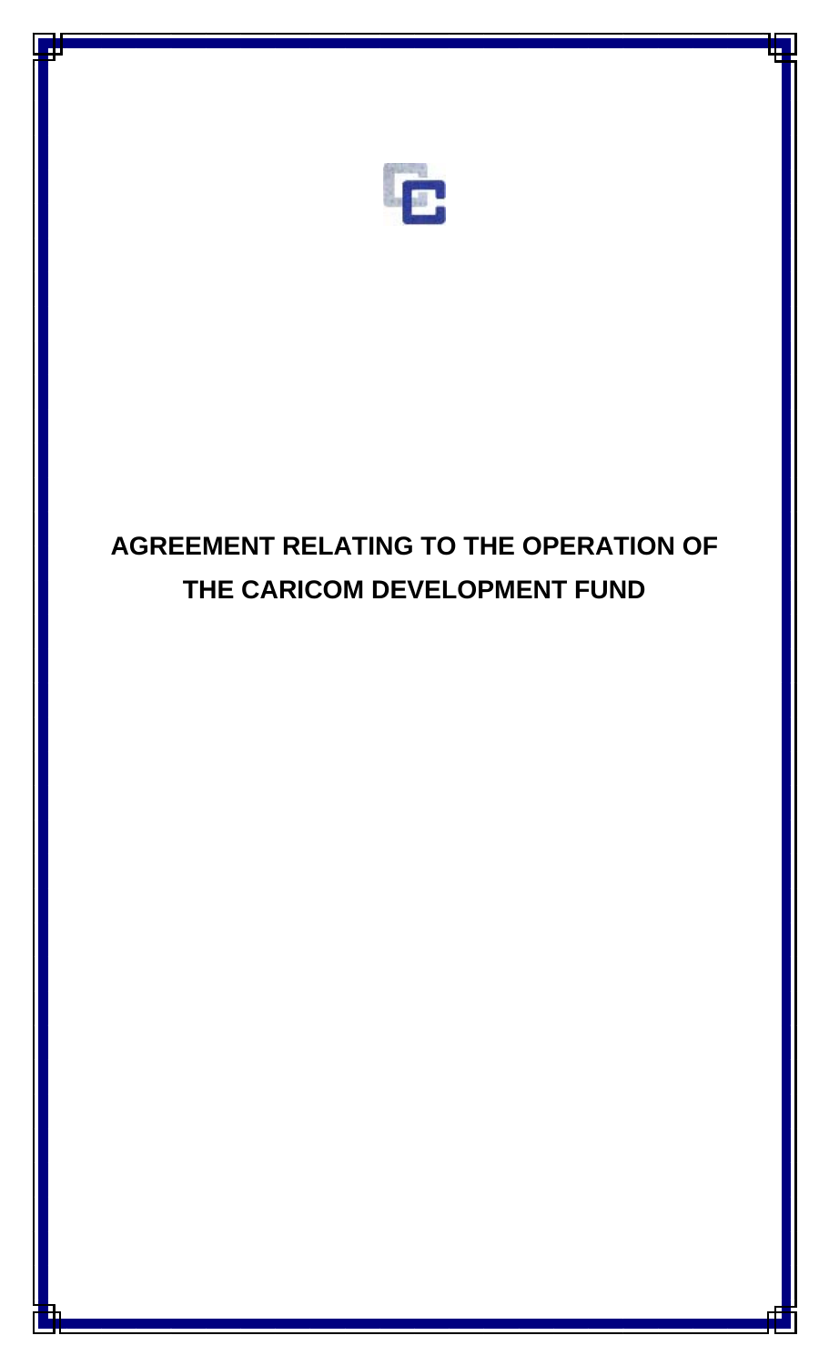# AGREEMENT RELATING TO THE OPERATION OF THE CARICOM DEVELOPMENT FUND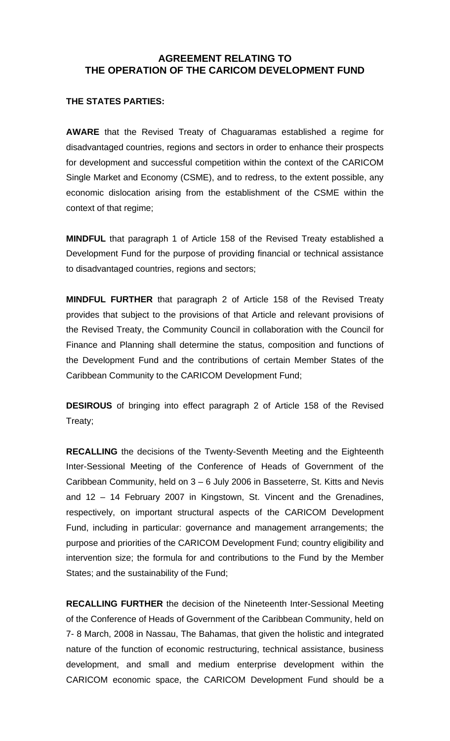## AGREEMENT RELATING TO THE OPERATION OF THE CARICOM DEVELOPMENT FUND

**THE STATES PARTIES:**

**AWARE** that the Revised Treaty of Chaguaramas established a regime for disadvantaged countries, regions and sectors in order to enhance their prospects for development and successful competition within the context of the CARICOM Single Market and Economy (CSME), and to redress, to the extent possible, any economic dislocation arising from the establishment of the CSME within the context of that regime;

**MINDFUL** that paragraph 1 of Article 158 of the Revised Treaty established a Development Fund for the purpose of providing financial or technical assistance to disadvantaged countries, regions and sectors;

**MINDFUL FURTHER** that paragraph 2 of Article 158 of the Revised Treaty provides that subject to the provisions of that Article and relevant provisions of the Revised Treaty, the Community Council in collaboration with the Council for Finance and Planning shall determine the status, composition and functions of the Development Fund and the contributions of certain Member States of the Caribbean Community to the CARICOM Development Fund;

**DESIROUS** of bringing into effect paragraph 2 of Article 158 of the Revised Treaty;

**RECALLING** the decisions of the Twenty-Seventh Meeting and the Eighteenth Inter-Sessional Meeting of the Conference of Heads of Government of the Caribbean Community, held on 3 – 6 July 2006 in Basseterre, St. Kitts and Nevis and 12 – 14 February 2007 in Kingstown, St. Vincent and the Grenadines, respectively, on important structural aspects of the CARICOM Development Fund, including in particular: governance and management arrangements; the purpose and priorities of the CARICOM Development Fund; country eligibility and intervention size; the formula for and contributions to the Fund by the Member States; and the sustainability of the Fund;

**RECALLING FURTHER** the decision of the Nineteenth Inter-Sessional Meeting of the Conference of Heads of Government of the Caribbean Community, held on 7- 8 March, 2008 in Nassau, The Bahamas, that given the holistic and integrated nature of the function of economic restructuring, technical assistance, business development, and small and medium enterprise development within the CARICOM economic space, the CARICOM Development Fund should be a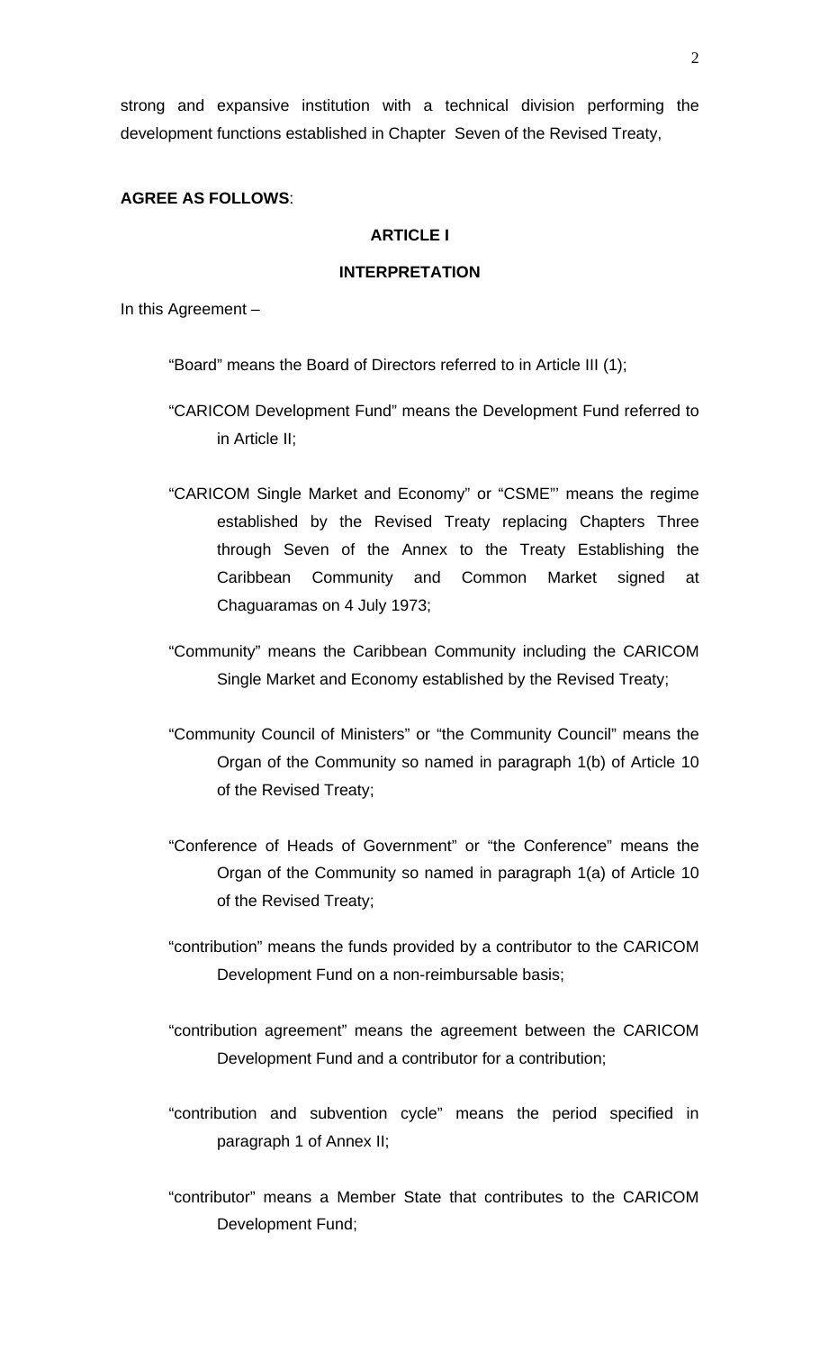strong and expansive institution with a technical division performing the development functions established in Chapter Seven of the Revised Treaty,

**AGREE AS FOLLOWS**:

## ARTICLE I

## INTERPRETATION

In this Agreement –

"Board" means the Board of Directors referred to in Article III (1);

"CARICOM Development Fund" means the Development Fund referred to in Article II;

"CARICOM Single Market and Economy" or "CSME"' means the regime established by the Revised Treaty replacing Chapters Three through Seven of the Annex to the Treaty Establishing the Caribbean Community and Common Market signed at Chaguaramas on 4 July 1973;

"Community" means the Caribbean Community including the CARICOM Single Market and Economy established by the Revised Treaty;

"Community Council of Ministers" or "the Community Council" means the Organ of the Community so named in paragraph 1(b) of Article 10 of the Revised Treaty;

"Conference of Heads of Government" or "the Conference" means the Organ of the Community so named in paragraph 1(a) of Article 10 of the Revised Treaty;

"contribution" means the funds provided by a contributor to the CARICOM Development Fund on a non-reimbursable basis;

"contribution agreement" means the agreement between the CARICOM Development Fund and a contributor for a contribution;

"contribution and subvention cycle" means the period specified in paragraph 1 of Annex II;

"contributor" means a Member State that contributes to the CARICOM Development Fund;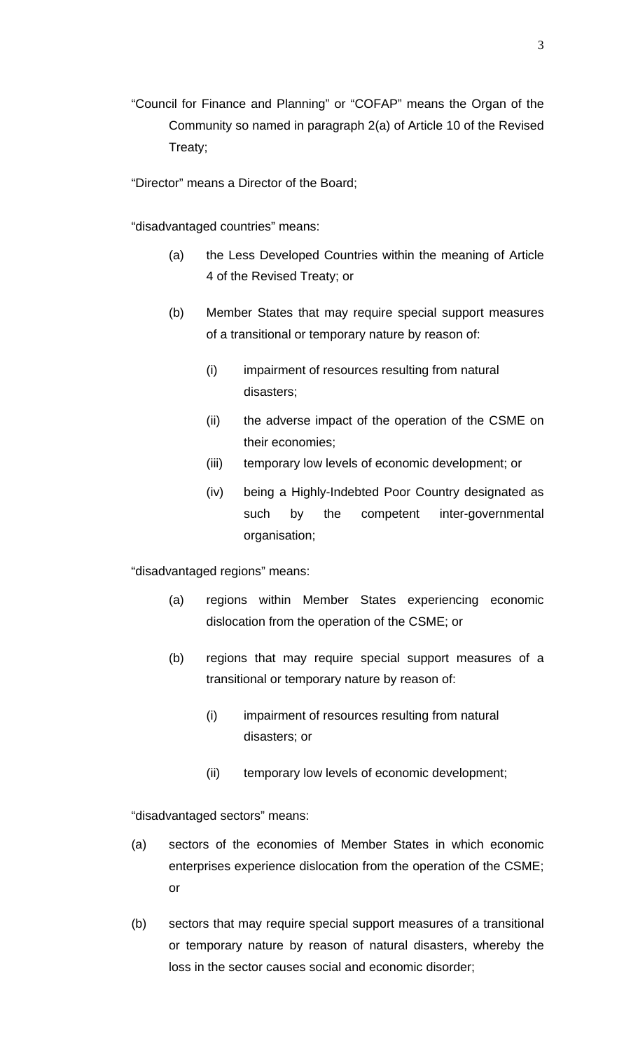"Council for Finance and Planning" or "COFAP" means the Organ of the Community so named in paragraph 2(a) of Article 10 of the Revised Treaty;

"Director" means a Director of the Board;

"disadvantaged countries" means:

- (a) the Less Developed Countries within the meaning of Article 4 of the Revised Treaty; or
- (b) Member States that may require special support measures of a transitional or temporary nature by reason of:
    - (i) impairment of resources resulting from natural disasters;
    - (ii) the adverse impact of the operation of the CSME on their economies;
    - (iii) temporary low levels of economic development; or
    - (iv) being a Highly-Indebted Poor Country designated as such by the competent inter-governmental organisation;

"disadvantaged regions" means:

- (a) regions within Member States experiencing economic dislocation from the operation of the CSME; or
- (b) regions that may require special support measures of a transitional or temporary nature by reason of:
    - (i) impairment of resources resulting from natural disasters; or
    - (ii) temporary low levels of economic development;

"disadvantaged sectors" means:

- (a) sectors of the economies of Member States in which economic enterprises experience dislocation from the operation of the CSME; or
- (b) sectors that may require special support measures of a transitional or temporary nature by reason of natural disasters, whereby the loss in the sector causes social and economic disorder;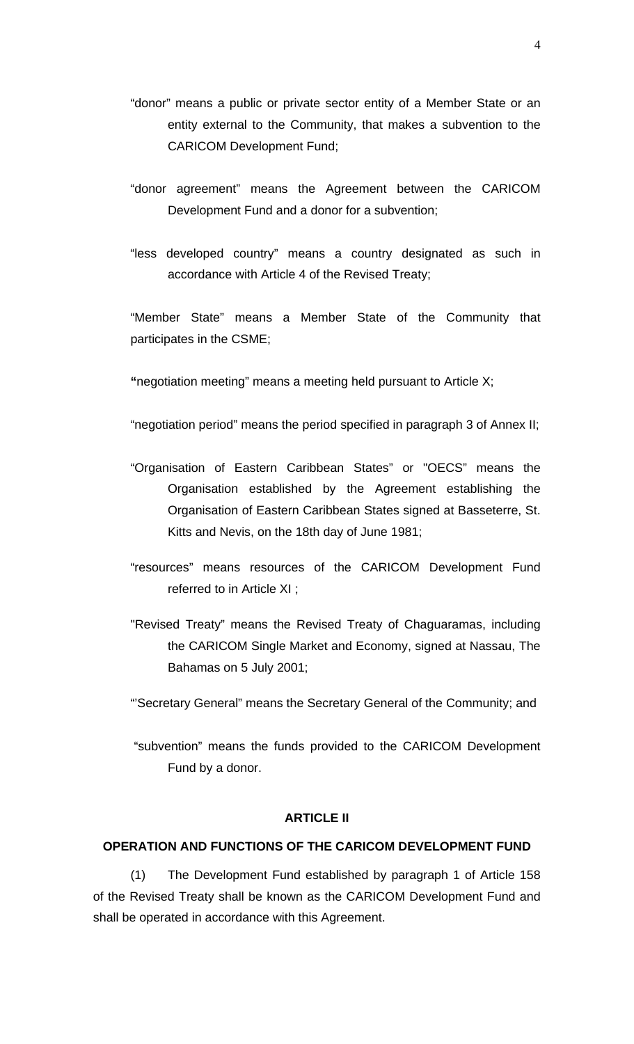"donor" means a public or private sector entity of a Member State or an entity external to the Community, that makes a subvention to the CARICOM Development Fund;

"donor agreement" means the Agreement between the CARICOM Development Fund and a donor for a subvention;

"less developed country" means a country designated as such in accordance with Article 4 of the Revised Treaty;

"Member State" means a Member State of the Community that participates in the CSME;

"negotiation meeting" means a meeting held pursuant to Article X;

"negotiation period" means the period specified in paragraph 3 of Annex II;

"Organisation of Eastern Caribbean States" or "OECS" means the Organisation established by the Agreement establishing the Organisation of Eastern Caribbean States signed at Basseterre, St. Kitts and Nevis, on the 18th day of June 1981;

"resources" means resources of the CARICOM Development Fund referred to in Article XI ;

"Revised Treaty" means the Revised Treaty of Chaguaramas, including the CARICOM Single Market and Economy, signed at Nassau, The Bahamas on 5 July 2001;

"'Secretary General" means the Secretary General of the Community; and

"subvention" means the funds provided to the CARICOM Development Fund by a donor.

## ARTICLE II

## OPERATION AND FUNCTIONS OF THE CARICOM DEVELOPMENT FUND

(1) The Development Fund established by paragraph 1 of Article 158 of the Revised Treaty shall be known as the CARICOM Development Fund and shall be operated in accordance with this Agreement.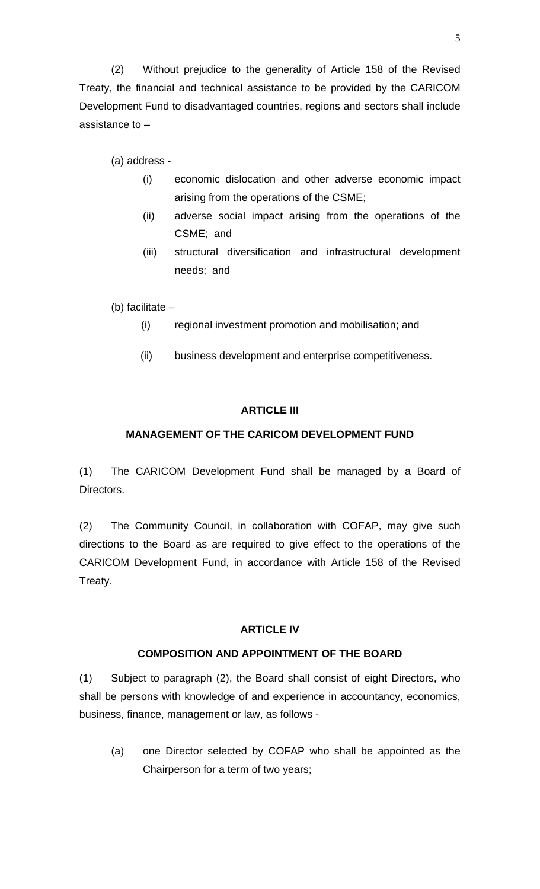(2) Without prejudice to the generality of Article 158 of the Revised Treaty, the financial and technical assistance to be provided by the CARICOM Development Fund to disadvantaged countries, regions and sectors shall include assistance to –

(a) address -

- (i) economic dislocation and other adverse economic impact arising from the operations of the CSME;
- (ii) adverse social impact arising from the operations of the CSME; and
- (iii) structural diversification and infrastructural development needs; and

(b) facilitate –

- (i) regional investment promotion and mobilisation; and
- (ii) business development and enterprise competitiveness.

**ARTICLE III**

**MANAGEMENT OF THE CARICOM DEVELOPMENT FUND**

(1) The CARICOM Development Fund shall be managed by a Board of Directors.

(2) The Community Council, in collaboration with COFAP, may give such directions to the Board as are required to give effect to the operations of the CARICOM Development Fund, in accordance with Article 158 of the Revised Treaty.

**ARTICLE IV**

**COMPOSITION AND APPOINTMENT OF THE BOARD**

(1) Subject to paragraph (2), the Board shall consist of eight Directors, who shall be persons with knowledge of and experience in accountancy, economics, business, finance, management or law, as follows -

(a) one Director selected by COFAP who shall be appointed as the Chairperson for a term of two years;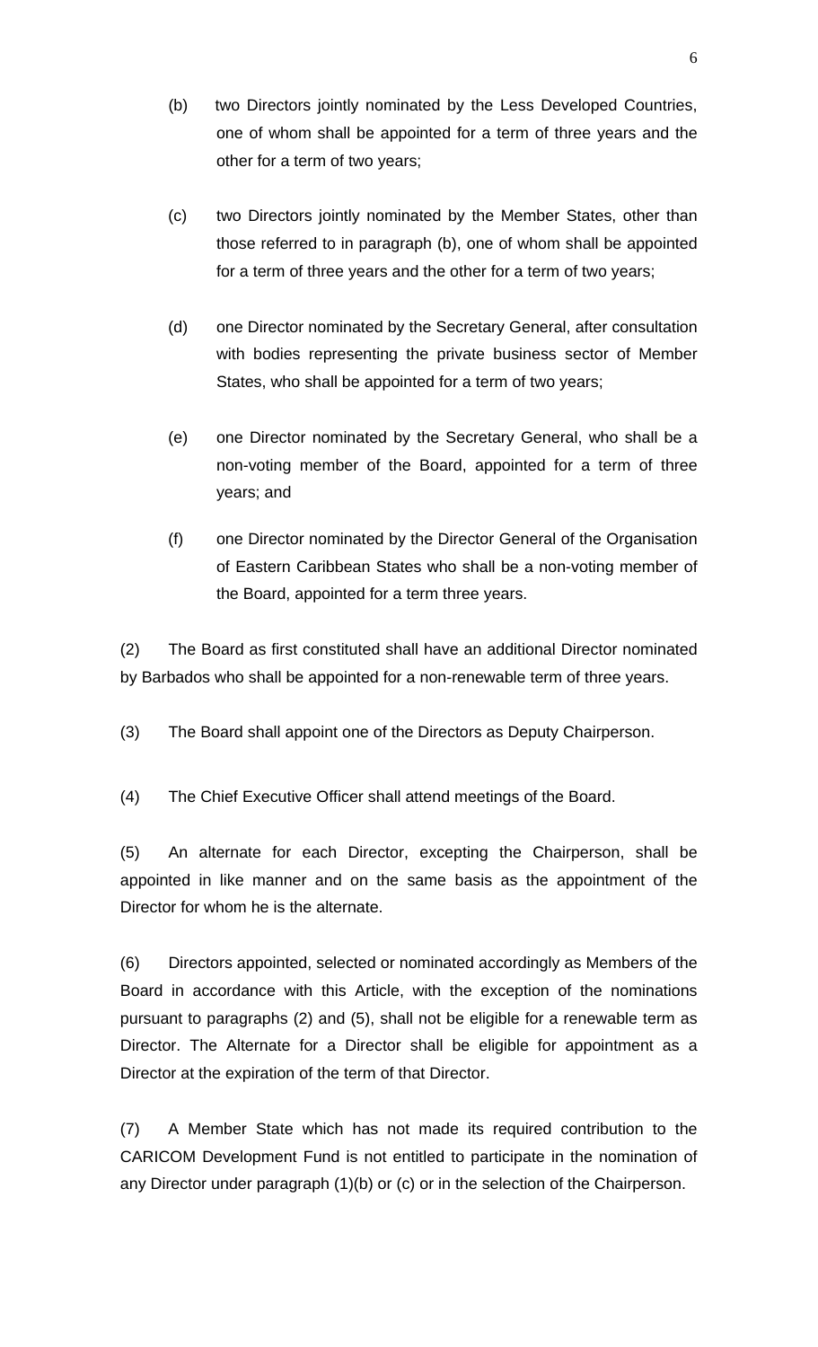(b) two Directors jointly nominated by the Less Developed Countries, one of whom shall be appointed for a term of three years and the other for a term of two years;

(c) two Directors jointly nominated by the Member States, other than those referred to in paragraph (b), one of whom shall be appointed for a term of three years and the other for a term of two years;

(d) one Director nominated by the Secretary General, after consultation with bodies representing the private business sector of Member States, who shall be appointed for a term of two years;

(e) one Director nominated by the Secretary General, who shall be a non-voting member of the Board, appointed for a term of three years; and

(f) one Director nominated by the Director General of the Organisation of Eastern Caribbean States who shall be a non-voting member of the Board, appointed for a term three years.

(2) The Board as first constituted shall have an additional Director nominated by Barbados who shall be appointed for a non-renewable term of three years.

(3) The Board shall appoint one of the Directors as Deputy Chairperson.

(4) The Chief Executive Officer shall attend meetings of the Board.

(5) An alternate for each Director, excepting the Chairperson, shall be appointed in like manner and on the same basis as the appointment of the Director for whom he is the alternate.

(6) Directors appointed, selected or nominated accordingly as Members of the Board in accordance with this Article, with the exception of the nominations pursuant to paragraphs (2) and (5), shall not be eligible for a renewable term as Director. The Alternate for a Director shall be eligible for appointment as a Director at the expiration of the term of that Director.

(7) A Member State which has not made its required contribution to the CARICOM Development Fund is not entitled to participate in the nomination of any Director under paragraph (1)(b) or (c) or in the selection of the Chairperson.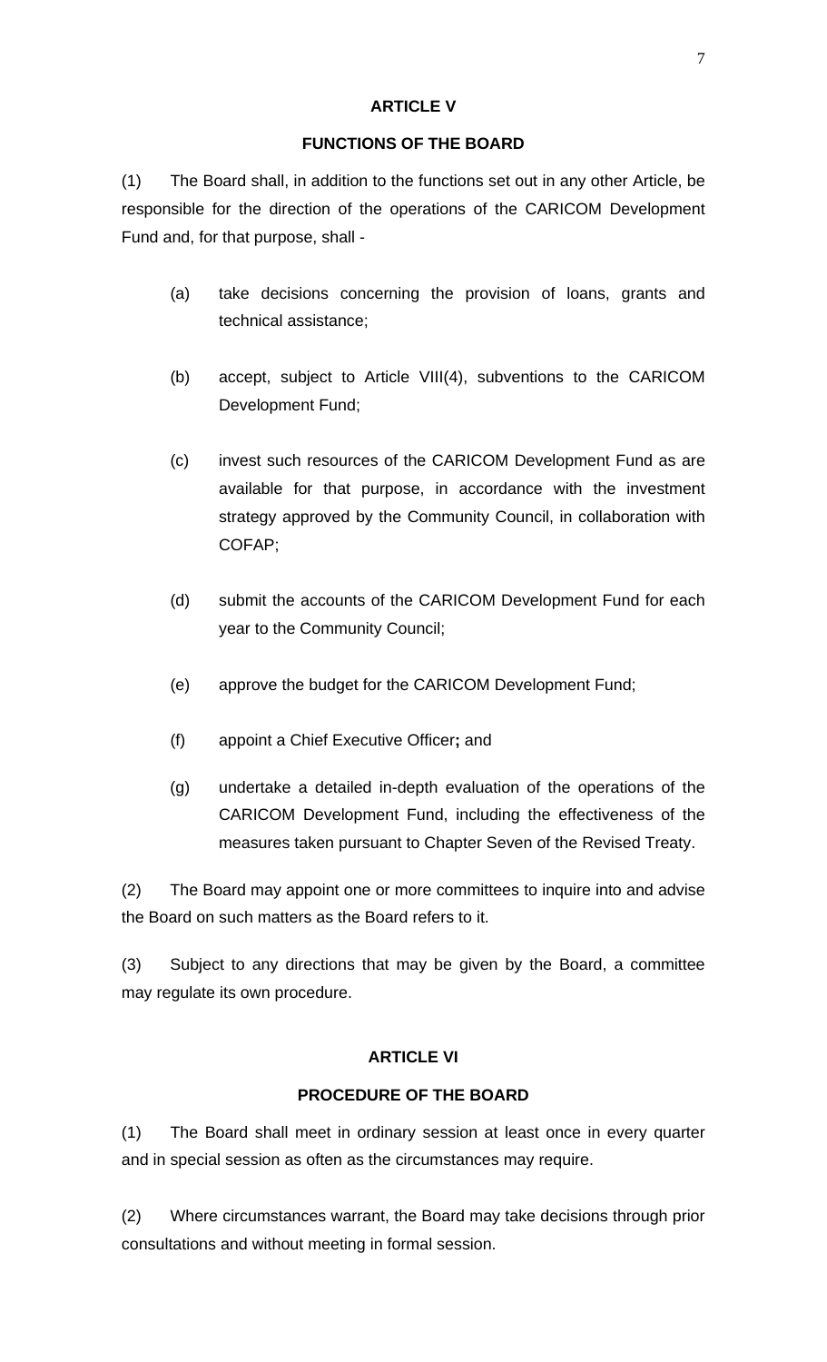## ARTICLE V

## FUNCTIONS OF THE BOARD

(1) The Board shall, in addition to the functions set out in any other Article, be responsible for the direction of the operations of the CARICOM Development Fund and, for that purpose, shall -

- (a) take decisions concerning the provision of loans, grants and technical assistance;
- (b) accept, subject to Article VIII(4), subventions to the CARICOM Development Fund;
- (c) invest such resources of the CARICOM Development Fund as are available for that purpose, in accordance with the investment strategy approved by the Community Council, in collaboration with COFAP;
- (d) submit the accounts of the CARICOM Development Fund for each year to the Community Council;
- (e) approve the budget for the CARICOM Development Fund;
- (f) appoint a Chief Executive Officer**;** and
- (g) undertake a detailed in-depth evaluation of the operations of the CARICOM Development Fund, including the effectiveness of the measures taken pursuant to Chapter Seven of the Revised Treaty.

(2) The Board may appoint one or more committees to inquire into and advise the Board on such matters as the Board refers to it.

(3) Subject to any directions that may be given by the Board, a committee may regulate its own procedure.

## ARTICLE VI

## PROCEDURE OF THE BOARD

(1) The Board shall meet in ordinary session at least once in every quarter and in special session as often as the circumstances may require.

(2) Where circumstances warrant, the Board may take decisions through prior consultations and without meeting in formal session.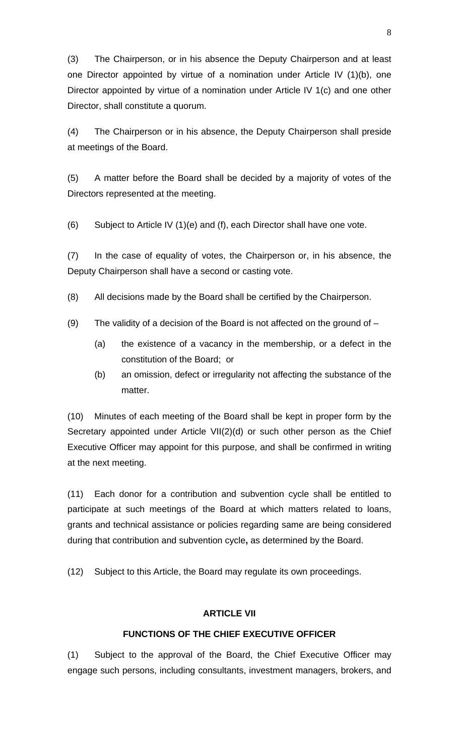(3) The Chairperson, or in his absence the Deputy Chairperson and at least one Director appointed by virtue of a nomination under Article IV (1)(b), one Director appointed by virtue of a nomination under Article IV 1(c) and one other Director, shall constitute a quorum.

(4) The Chairperson or in his absence, the Deputy Chairperson shall preside at meetings of the Board.

(5) A matter before the Board shall be decided by a majority of votes of the Directors represented at the meeting.

(6) Subject to Article IV (1)(e) and (f), each Director shall have one vote.

(7) In the case of equality of votes, the Chairperson or, in his absence, the Deputy Chairperson shall have a second or casting vote.

(8) All decisions made by the Board shall be certified by the Chairperson.

(9) The validity of a decision of the Board is not affected on the ground of –

- (a) the existence of a vacancy in the membership, or a defect in the constitution of the Board; or
- (b) an omission, defect or irregularity not affecting the substance of the matter.

(10) Minutes of each meeting of the Board shall be kept in proper form by the Secretary appointed under Article VII(2)(d) or such other person as the Chief Executive Officer may appoint for this purpose, and shall be confirmed in writing at the next meeting.

(11) Each donor for a contribution and subvention cycle shall be entitled to participate at such meetings of the Board at which matters related to loans, grants and technical assistance or policies regarding same are being considered during that contribution and subvention cycle**,** as determined by the Board.

(12) Subject to this Article, the Board may regulate its own proceedings.

## ARTICLE VII

## FUNCTIONS OF THE CHIEF EXECUTIVE OFFICER

(1) Subject to the approval of the Board, the Chief Executive Officer may engage such persons, including consultants, investment managers, brokers, and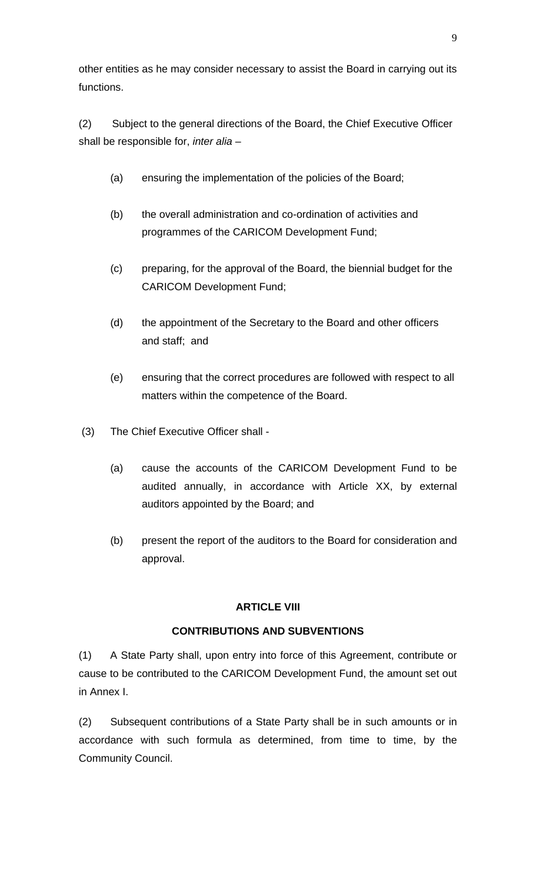other entities as he may consider necessary to assist the Board in carrying out its functions.

(2) Subject to the general directions of the Board, the Chief Executive Officer shall be responsible for, *inter alia* –

(a) ensuring the implementation of the policies of the Board;

(b) the overall administration and co-ordination of activities and programmes of the CARICOM Development Fund;

(c) preparing, for the approval of the Board, the biennial budget for the CARICOM Development Fund;

(d) the appointment of the Secretary to the Board and other officers and staff; and

(e) ensuring that the correct procedures are followed with respect to all matters within the competence of the Board.

(3) The Chief Executive Officer shall -

(a) cause the accounts of the CARICOM Development Fund to be audited annually, in accordance with Article XX, by external auditors appointed by the Board; and

(b) present the report of the auditors to the Board for consideration and approval.

**ARTICLE VIII**

**CONTRIBUTIONS AND SUBVENTIONS**

(1) A State Party shall, upon entry into force of this Agreement, contribute or cause to be contributed to the CARICOM Development Fund, the amount set out in Annex I.

(2) Subsequent contributions of a State Party shall be in such amounts or in accordance with such formula as determined, from time to time, by the Community Council.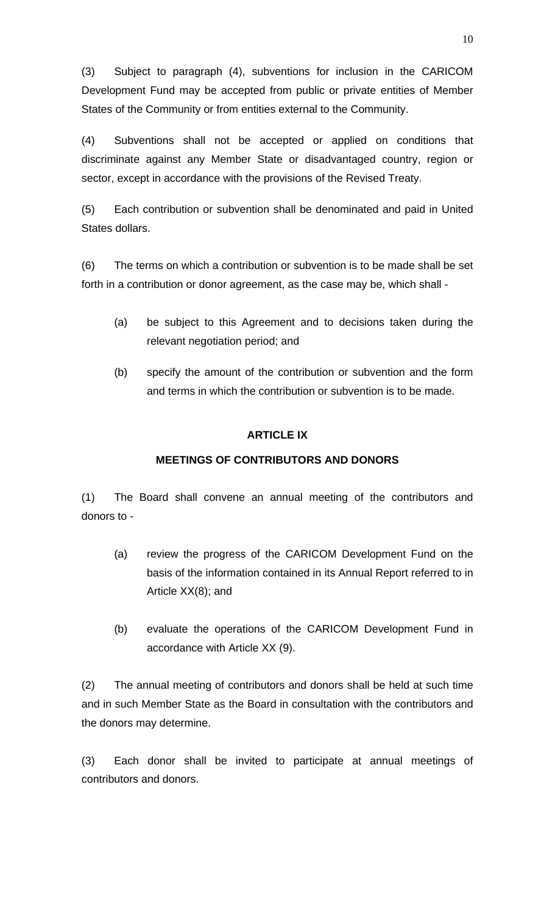(3) Subject to paragraph (4), subventions for inclusion in the CARICOM Development Fund may be accepted from public or private entities of Member States of the Community or from entities external to the Community.

(4) Subventions shall not be accepted or applied on conditions that discriminate against any Member State or disadvantaged country, region or sector, except in accordance with the provisions of the Revised Treaty.

(5) Each contribution or subvention shall be denominated and paid in United States dollars.

(6) The terms on which a contribution or subvention is to be made shall be set forth in a contribution or donor agreement, as the case may be, which shall -

(a) be subject to this Agreement and to decisions taken during the relevant negotiation period; and

(b) specify the amount of the contribution or subvention and the form and terms in which the contribution or subvention is to be made.

## ARTICLE IX

## MEETINGS OF CONTRIBUTORS AND DONORS

(1) The Board shall convene an annual meeting of the contributors and donors to -

(a) review the progress of the CARICOM Development Fund on the basis of the information contained in its Annual Report referred to in Article XX(8); and

(b) evaluate the operations of the CARICOM Development Fund in accordance with Article XX (9).

(2) The annual meeting of contributors and donors shall be held at such time and in such Member State as the Board in consultation with the contributors and the donors may determine.

(3) Each donor shall be invited to participate at annual meetings of contributors and donors.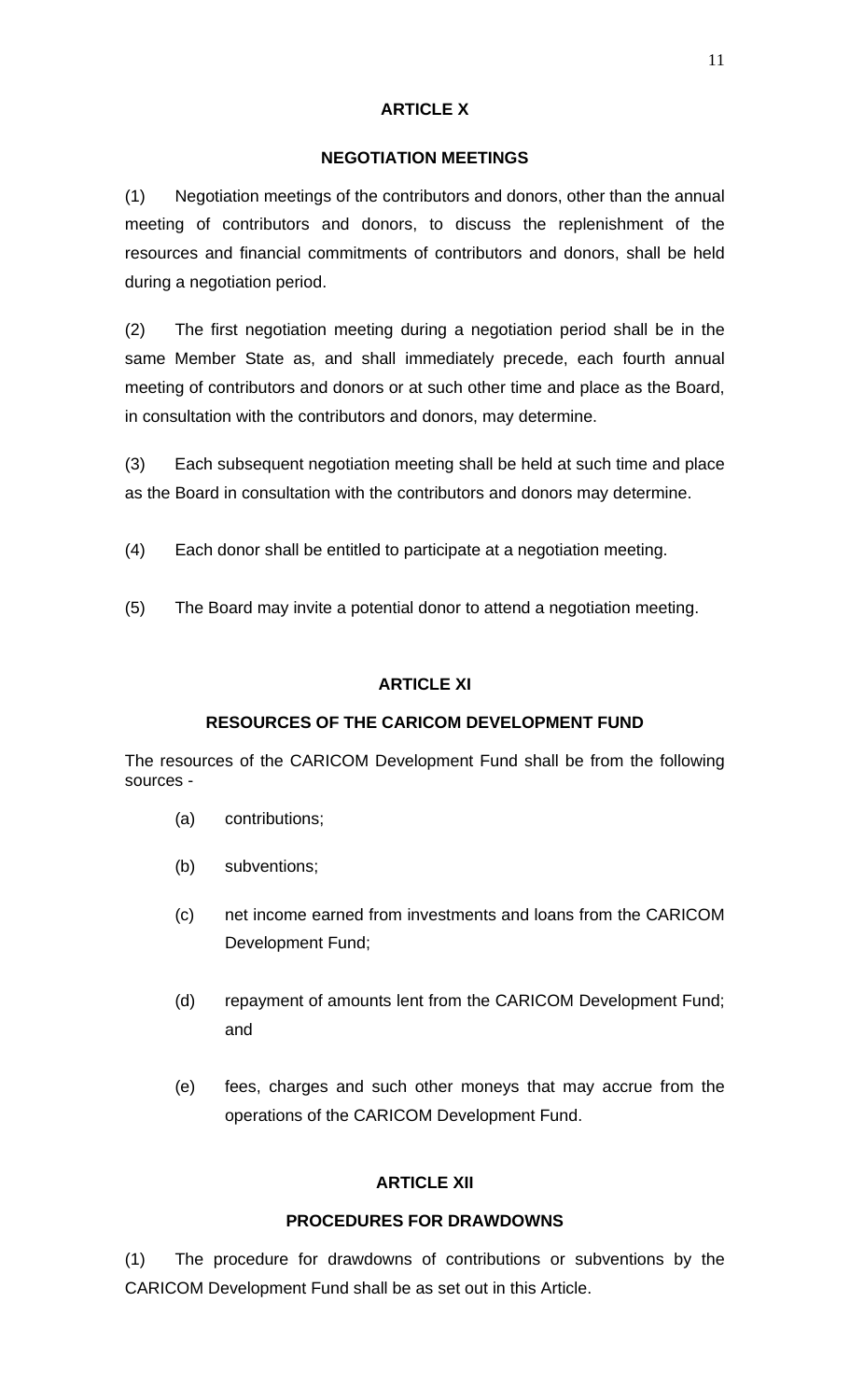## ARTICLE X

## NEGOTIATION MEETINGS

(1) Negotiation meetings of the contributors and donors, other than the annual meeting of contributors and donors, to discuss the replenishment of the resources and financial commitments of contributors and donors, shall be held during a negotiation period.

(2) The first negotiation meeting during a negotiation period shall be in the same Member State as, and shall immediately precede, each fourth annual meeting of contributors and donors or at such other time and place as the Board, in consultation with the contributors and donors, may determine.

(3) Each subsequent negotiation meeting shall be held at such time and place as the Board in consultation with the contributors and donors may determine.

(4) Each donor shall be entitled to participate at a negotiation meeting.

(5) The Board may invite a potential donor to attend a negotiation meeting.

## ARTICLE XI

## RESOURCES OF THE CARICOM DEVELOPMENT FUND

The resources of the CARICOM Development Fund shall be from the following sources -

(a) contributions;

(b) subventions;

(c) net income earned from investments and loans from the CARICOM Development Fund;

(d) repayment of amounts lent from the CARICOM Development Fund; and

(e) fees, charges and such other moneys that may accrue from the operations of the CARICOM Development Fund.

## ARTICLE XII

## PROCEDURES FOR DRAWDOWNS

(1) The procedure for drawdowns of contributions or subventions by the CARICOM Development Fund shall be as set out in this Article.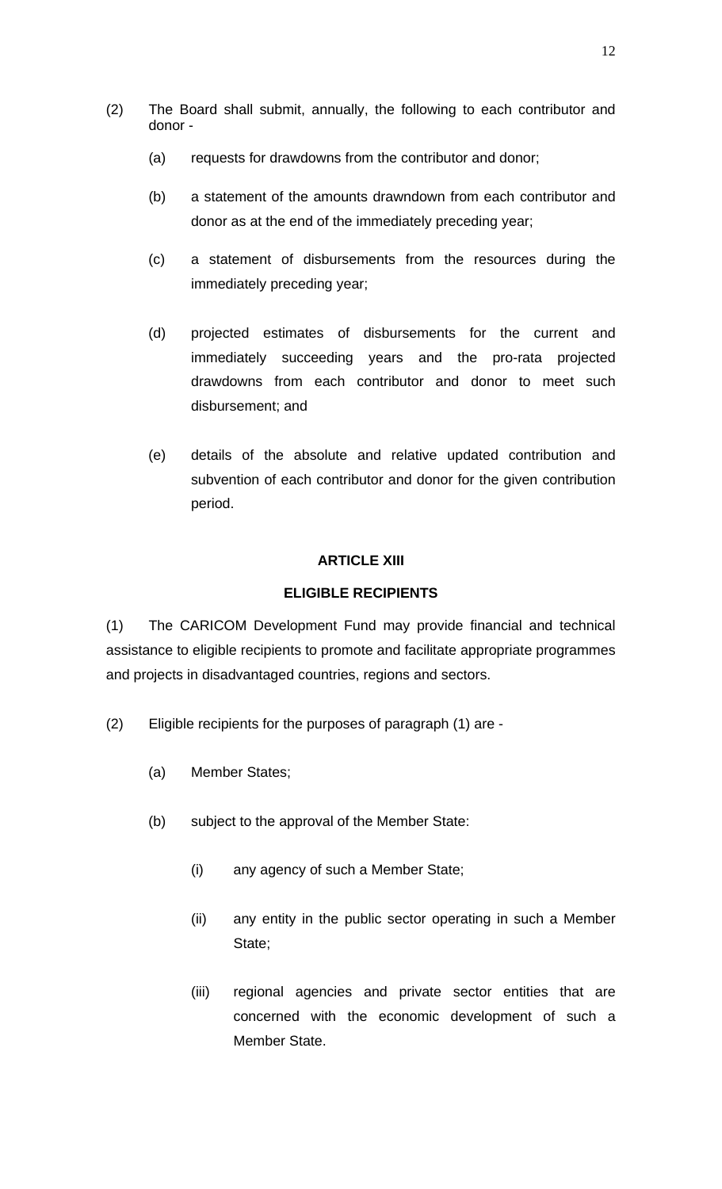(2) The Board shall submit, annually, the following to each contributor and donor -

(a) requests for drawdowns from the contributor and donor;

(b) a statement of the amounts drawndown from each contributor and donor as at the end of the immediately preceding year;

(c) a statement of disbursements from the resources during the immediately preceding year;

(d) projected estimates of disbursements for the current and immediately succeeding years and the pro-rata projected drawdowns from each contributor and donor to meet such disbursement; and

(e) details of the absolute and relative updated contribution and subvention of each contributor and donor for the given contribution period.

## ARTICLE XIII

## ELIGIBLE RECIPIENTS

(1) The CARICOM Development Fund may provide financial and technical assistance to eligible recipients to promote and facilitate appropriate programmes and projects in disadvantaged countries, regions and sectors.

(2) Eligible recipients for the purposes of paragraph (1) are -

(a) Member States;

(b) subject to the approval of the Member State:

(i) any agency of such a Member State;

(ii) any entity in the public sector operating in such a Member State;

(iii) regional agencies and private sector entities that are concerned with the economic development of such a Member State.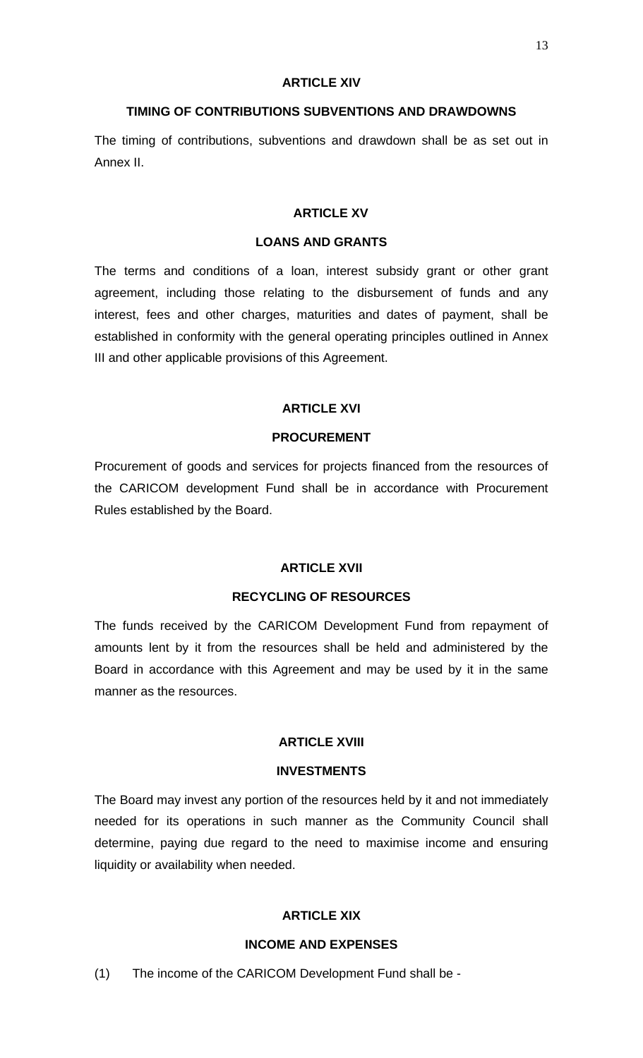## ARTICLE XIV

### TIMING OF CONTRIBUTIONS SUBVENTIONS AND DRAWDOWNS

The timing of contributions, subventions and drawdown shall be as set out in Annex II.

## ARTICLE XV

### LOANS AND GRANTS

The terms and conditions of a loan, interest subsidy grant or other grant agreement, including those relating to the disbursement of funds and any interest, fees and other charges, maturities and dates of payment, shall be established in conformity with the general operating principles outlined in Annex III and other applicable provisions of this Agreement.

## ARTICLE XVI

### PROCUREMENT

Procurement of goods and services for projects financed from the resources of the CARICOM development Fund shall be in accordance with Procurement Rules established by the Board.

## ARTICLE XVII

### RECYCLING OF RESOURCES

The funds received by the CARICOM Development Fund from repayment of amounts lent by it from the resources shall be held and administered by the Board in accordance with this Agreement and may be used by it in the same manner as the resources.

## ARTICLE XVIII

### INVESTMENTS

The Board may invest any portion of the resources held by it and not immediately needed for its operations in such manner as the Community Council shall determine, paying due regard to the need to maximise income and ensuring liquidity or availability when needed.

## ARTICLE XIX

### INCOME AND EXPENSES

(1) The income of the CARICOM Development Fund shall be -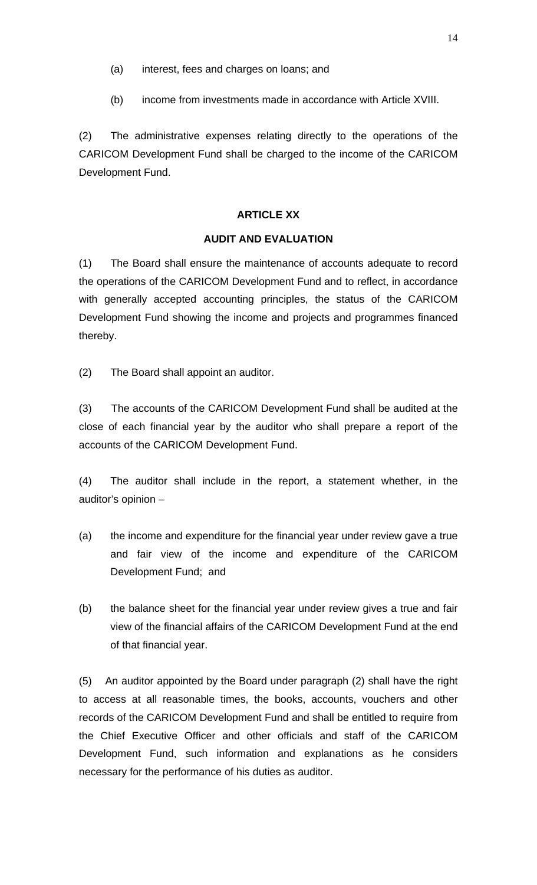(a) interest, fees and charges on loans; and

(b) income from investments made in accordance with Article XVIII.

(2) The administrative expenses relating directly to the operations of the CARICOM Development Fund shall be charged to the income of the CARICOM Development Fund.

**ARTICLE XX**

**AUDIT AND EVALUATION**

(1) The Board shall ensure the maintenance of accounts adequate to record the operations of the CARICOM Development Fund and to reflect, in accordance with generally accepted accounting principles, the status of the CARICOM Development Fund showing the income and projects and programmes financed thereby.

(2) The Board shall appoint an auditor.

(3) The accounts of the CARICOM Development Fund shall be audited at the close of each financial year by the auditor who shall prepare a report of the accounts of the CARICOM Development Fund.

(4) The auditor shall include in the report, a statement whether, in the auditor's opinion –

(a) the income and expenditure for the financial year under review gave a true and fair view of the income and expenditure of the CARICOM Development Fund; and

(b) the balance sheet for the financial year under review gives a true and fair view of the financial affairs of the CARICOM Development Fund at the end of that financial year.

(5) An auditor appointed by the Board under paragraph (2) shall have the right to access at all reasonable times, the books, accounts, vouchers and other records of the CARICOM Development Fund and shall be entitled to require from the Chief Executive Officer and other officials and staff of the CARICOM Development Fund, such information and explanations as he considers necessary for the performance of his duties as auditor.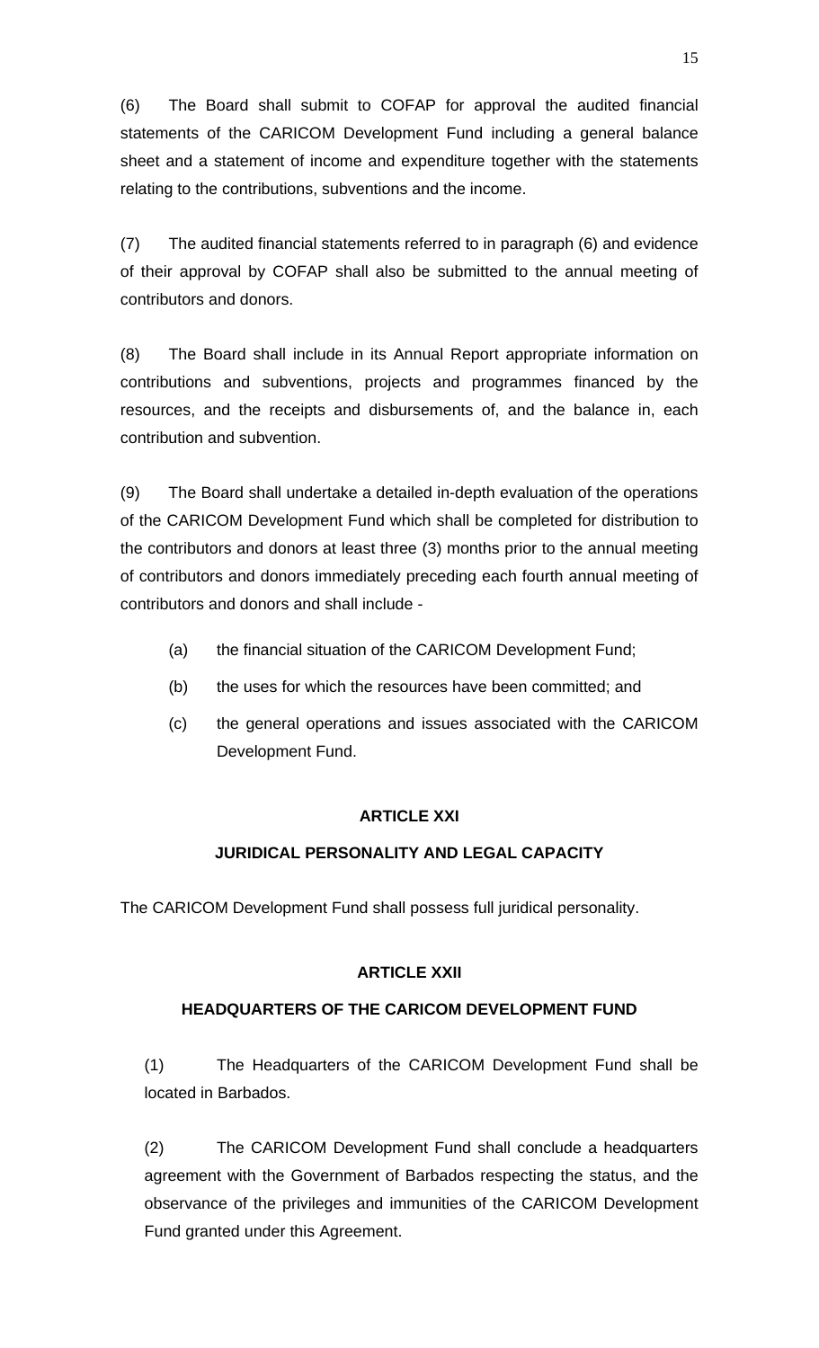(6) The Board shall submit to COFAP for approval the audited financial statements of the CARICOM Development Fund including a general balance sheet and a statement of income and expenditure together with the statements relating to the contributions, subventions and the income.

(7) The audited financial statements referred to in paragraph (6) and evidence of their approval by COFAP shall also be submitted to the annual meeting of contributors and donors.

(8) The Board shall include in its Annual Report appropriate information on contributions and subventions, projects and programmes financed by the resources, and the receipts and disbursements of, and the balance in, each contribution and subvention.

(9) The Board shall undertake a detailed in-depth evaluation of the operations of the CARICOM Development Fund which shall be completed for distribution to the contributors and donors at least three (3) months prior to the annual meeting of contributors and donors immediately preceding each fourth annual meeting of contributors and donors and shall include -

(a) the financial situation of the CARICOM Development Fund;

(b) the uses for which the resources have been committed; and

(c) the general operations and issues associated with the CARICOM Development Fund.

## ARTICLE XXI

### JURIDICAL PERSONALITY AND LEGAL CAPACITY

The CARICOM Development Fund shall possess full juridical personality.

## ARTICLE XXII

### HEADQUARTERS OF THE CARICOM DEVELOPMENT FUND

(1) The Headquarters of the CARICOM Development Fund shall be located in Barbados.

(2) The CARICOM Development Fund shall conclude a headquarters agreement with the Government of Barbados respecting the status, and the observance of the privileges and immunities of the CARICOM Development Fund granted under this Agreement.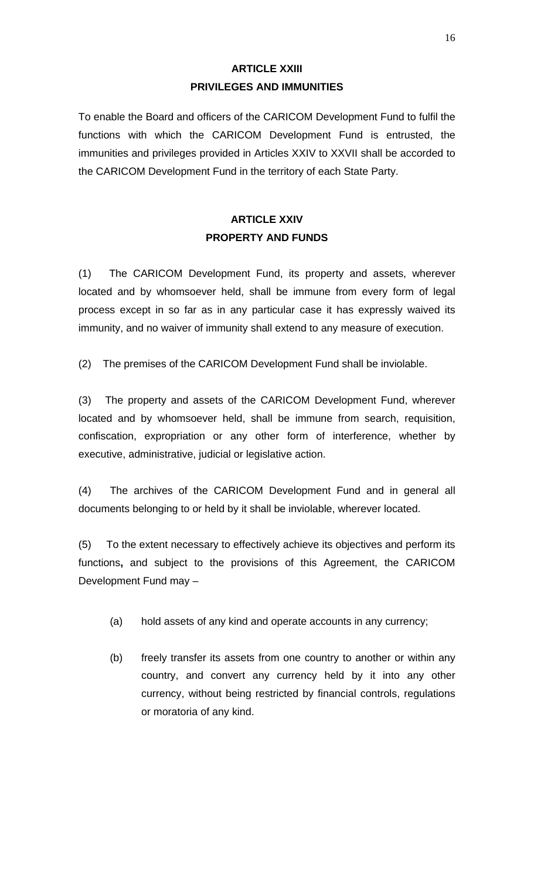## ARTICLE XXIII
## PRIVILEGES AND IMMUNITIES

To enable the Board and officers of the CARICOM Development Fund to fulfil the functions with which the CARICOM Development Fund is entrusted, the immunities and privileges provided in Articles XXIV to XXVII shall be accorded to the CARICOM Development Fund in the territory of each State Party.

## ARTICLE XXIV
## PROPERTY AND FUNDS

(1) The CARICOM Development Fund, its property and assets, wherever located and by whomsoever held, shall be immune from every form of legal process except in so far as in any particular case it has expressly waived its immunity, and no waiver of immunity shall extend to any measure of execution.

(2) The premises of the CARICOM Development Fund shall be inviolable.

(3) The property and assets of the CARICOM Development Fund, wherever located and by whomsoever held, shall be immune from search, requisition, confiscation, expropriation or any other form of interference, whether by executive, administrative, judicial or legislative action.

(4) The archives of the CARICOM Development Fund and in general all documents belonging to or held by it shall be inviolable, wherever located.

(5) To the extent necessary to effectively achieve its objectives and perform its functions**,** and subject to the provisions of this Agreement, the CARICOM Development Fund may –

(a) hold assets of any kind and operate accounts in any currency;

(b) freely transfer its assets from one country to another or within any country, and convert any currency held by it into any other currency, without being restricted by financial controls, regulations or moratoria of any kind.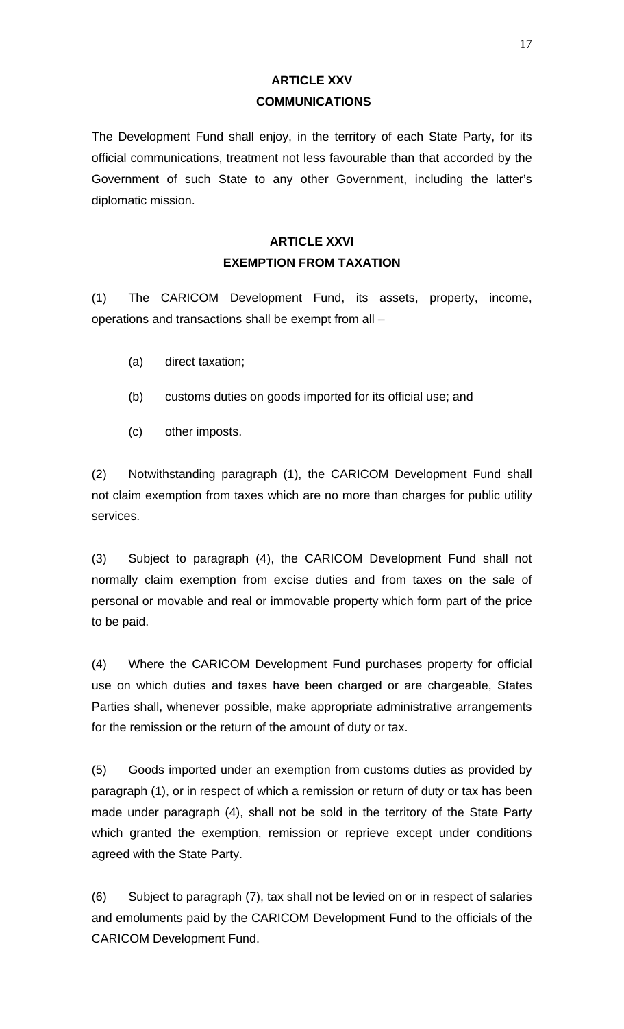## ARTICLE XXV
## COMMUNICATIONS

The Development Fund shall enjoy, in the territory of each State Party, for its official communications, treatment not less favourable than that accorded by the Government of such State to any other Government, including the latter's diplomatic mission.

## ARTICLE XXVI
## EXEMPTION FROM TAXATION

(1) The CARICOM Development Fund, its assets, property, income, operations and transactions shall be exempt from all –

(a) direct taxation;

(b) customs duties on goods imported for its official use; and

(c) other imposts.

(2) Notwithstanding paragraph (1), the CARICOM Development Fund shall not claim exemption from taxes which are no more than charges for public utility services.

(3) Subject to paragraph (4), the CARICOM Development Fund shall not normally claim exemption from excise duties and from taxes on the sale of personal or movable and real or immovable property which form part of the price to be paid.

(4) Where the CARICOM Development Fund purchases property for official use on which duties and taxes have been charged or are chargeable, States Parties shall, whenever possible, make appropriate administrative arrangements for the remission or the return of the amount of duty or tax.

(5) Goods imported under an exemption from customs duties as provided by paragraph (1), or in respect of which a remission or return of duty or tax has been made under paragraph (4), shall not be sold in the territory of the State Party which granted the exemption, remission or reprieve except under conditions agreed with the State Party.

(6) Subject to paragraph (7), tax shall not be levied on or in respect of salaries and emoluments paid by the CARICOM Development Fund to the officials of the CARICOM Development Fund.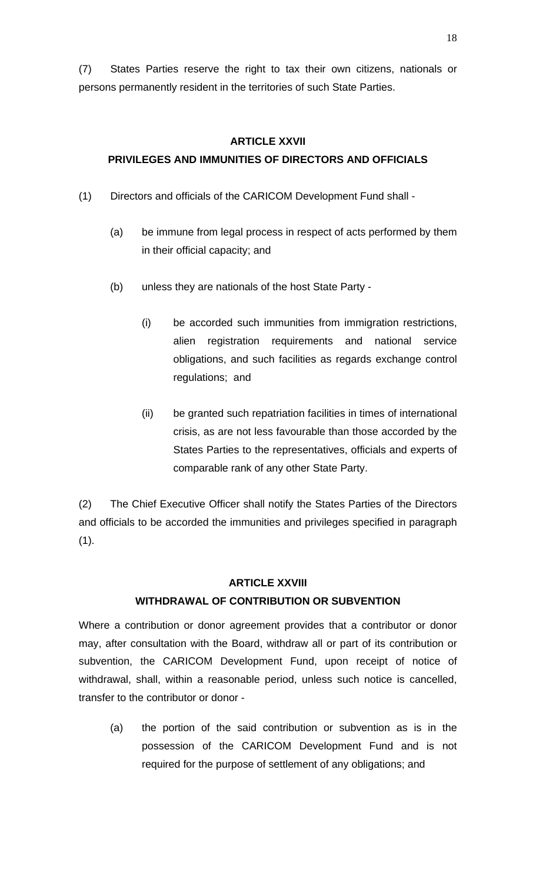(7) States Parties reserve the right to tax their own citizens, nationals or persons permanently resident in the territories of such State Parties.

## ARTICLE XXVII

## PRIVILEGES AND IMMUNITIES OF DIRECTORS AND OFFICIALS

(1) Directors and officials of the CARICOM Development Fund shall -

(a) be immune from legal process in respect of acts performed by them in their official capacity; and

(b) unless they are nationals of the host State Party -

(i) be accorded such immunities from immigration restrictions, alien registration requirements and national service obligations, and such facilities as regards exchange control regulations; and

(ii) be granted such repatriation facilities in times of international crisis, as are not less favourable than those accorded by the States Parties to the representatives, officials and experts of comparable rank of any other State Party.

(2) The Chief Executive Officer shall notify the States Parties of the Directors and officials to be accorded the immunities and privileges specified in paragraph (1).

## ARTICLE XXVIII

## WITHDRAWAL OF CONTRIBUTION OR SUBVENTION

Where a contribution or donor agreement provides that a contributor or donor may, after consultation with the Board, withdraw all or part of its contribution or subvention, the CARICOM Development Fund, upon receipt of notice of withdrawal, shall, within a reasonable period, unless such notice is cancelled, transfer to the contributor or donor -

(a) the portion of the said contribution or subvention as is in the possession of the CARICOM Development Fund and is not required for the purpose of settlement of any obligations; and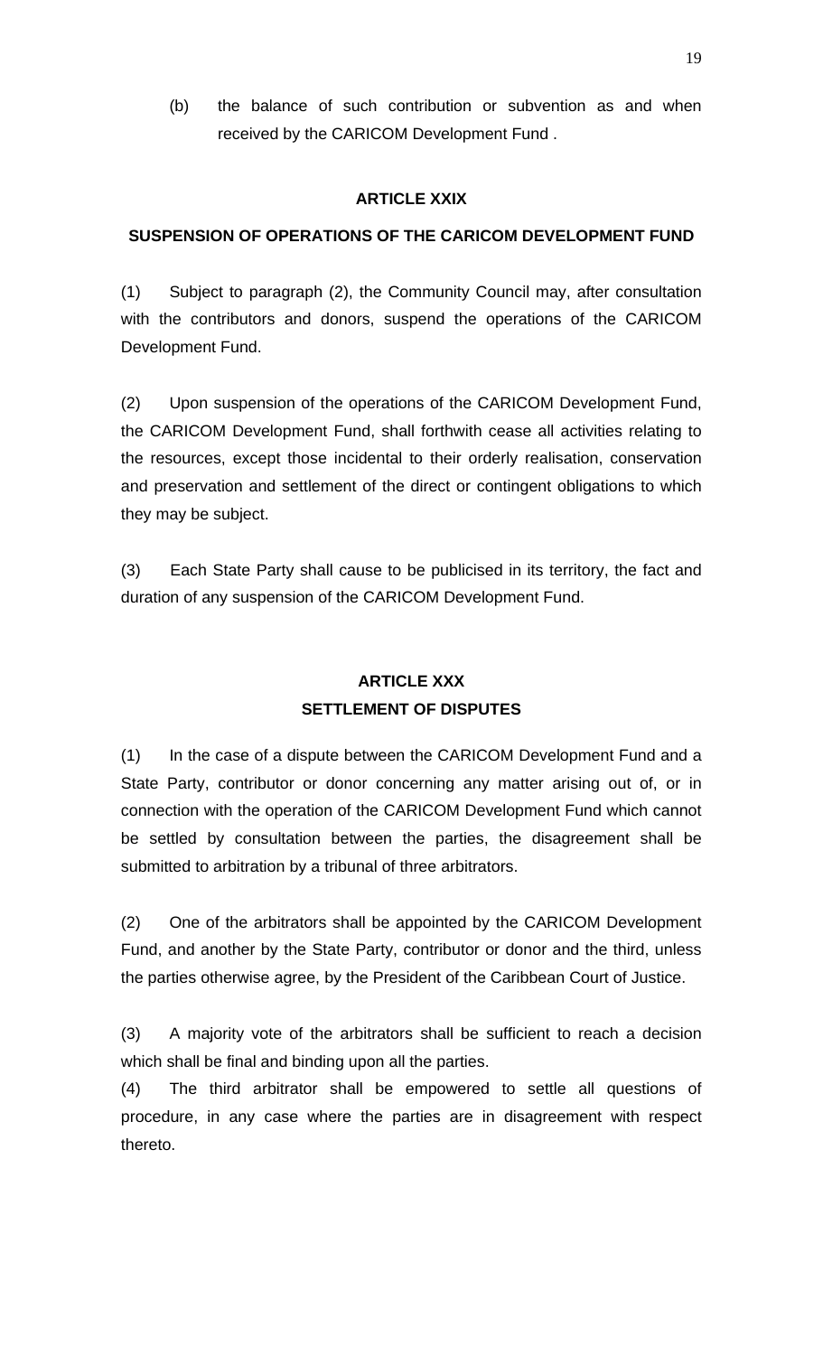(b) the balance of such contribution or subvention as and when received by the CARICOM Development Fund .

## ARTICLE XXIX

## SUSPENSION OF OPERATIONS OF THE CARICOM DEVELOPMENT FUND

(1) Subject to paragraph (2), the Community Council may, after consultation with the contributors and donors, suspend the operations of the CARICOM Development Fund.

(2) Upon suspension of the operations of the CARICOM Development Fund, the CARICOM Development Fund, shall forthwith cease all activities relating to the resources, except those incidental to their orderly realisation, conservation and preservation and settlement of the direct or contingent obligations to which they may be subject.

(3) Each State Party shall cause to be publicised in its territory, the fact and duration of any suspension of the CARICOM Development Fund.

## ARTICLE XXX

## SETTLEMENT OF DISPUTES

(1) In the case of a dispute between the CARICOM Development Fund and a State Party, contributor or donor concerning any matter arising out of, or in connection with the operation of the CARICOM Development Fund which cannot be settled by consultation between the parties, the disagreement shall be submitted to arbitration by a tribunal of three arbitrators.

(2) One of the arbitrators shall be appointed by the CARICOM Development Fund, and another by the State Party, contributor or donor and the third, unless the parties otherwise agree, by the President of the Caribbean Court of Justice.

(3) A majority vote of the arbitrators shall be sufficient to reach a decision which shall be final and binding upon all the parties.

(4) The third arbitrator shall be empowered to settle all questions of procedure, in any case where the parties are in disagreement with respect thereto.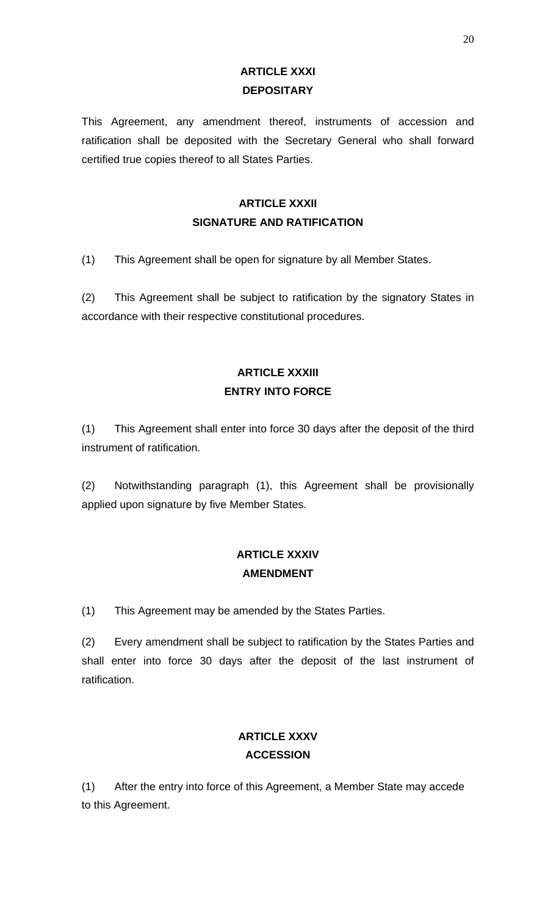## ARTICLE XXXI
## DEPOSITARY

This Agreement, any amendment thereof, instruments of accession and ratification shall be deposited with the Secretary General who shall forward certified true copies thereof to all States Parties.

## ARTICLE XXXII
## SIGNATURE AND RATIFICATION

(1) This Agreement shall be open for signature by all Member States.

(2) This Agreement shall be subject to ratification by the signatory States in accordance with their respective constitutional procedures.

## ARTICLE XXXIII
## ENTRY INTO FORCE

(1) This Agreement shall enter into force 30 days after the deposit of the third instrument of ratification.

(2) Notwithstanding paragraph (1), this Agreement shall be provisionally applied upon signature by five Member States.

## ARTICLE XXXIV
## AMENDMENT

(1) This Agreement may be amended by the States Parties.

(2) Every amendment shall be subject to ratification by the States Parties and shall enter into force 30 days after the deposit of the last instrument of ratification.

## ARTICLE XXXV
## ACCESSION

(1) After the entry into force of this Agreement, a Member State may accede to this Agreement.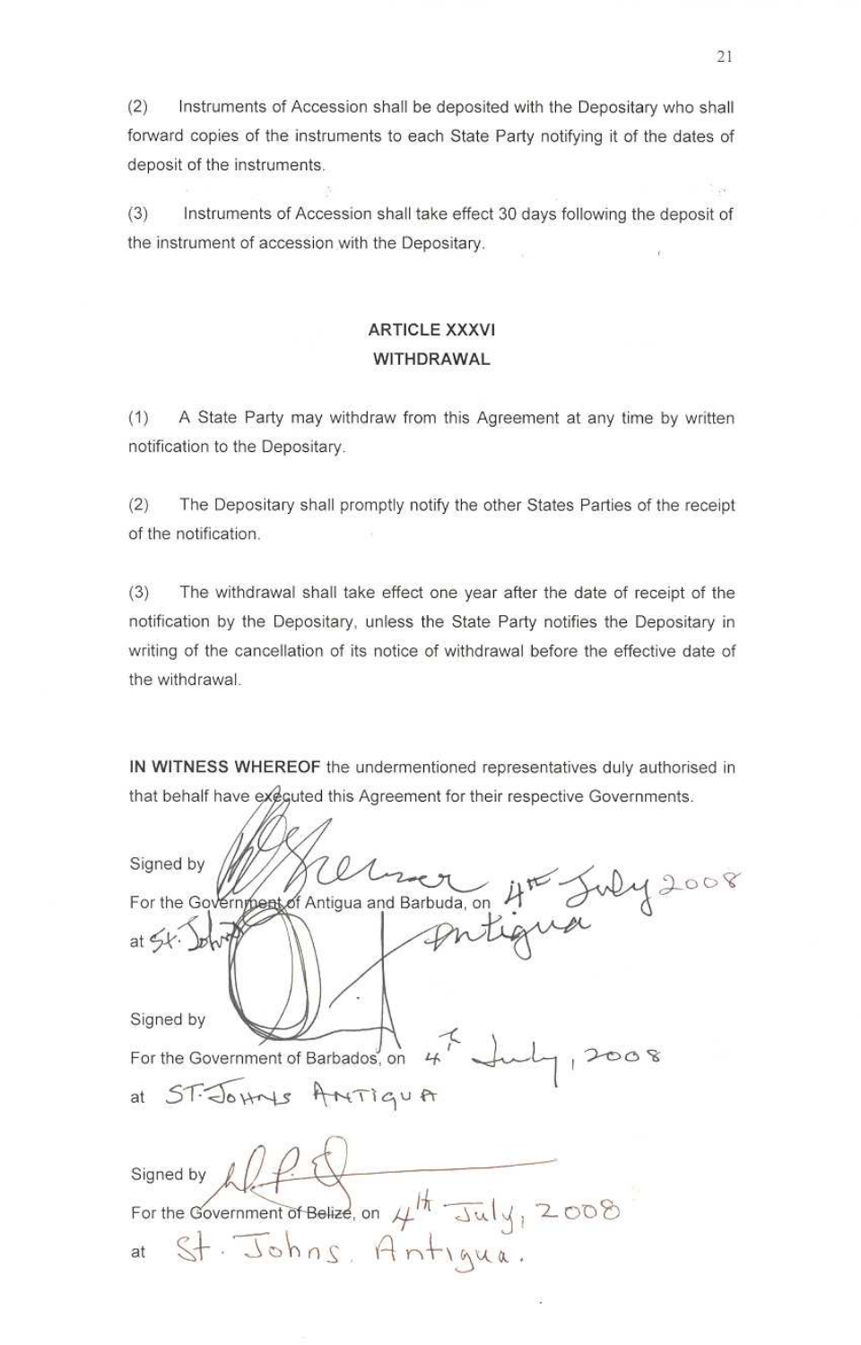(2) Instruments of Accession shall be deposited with the Depositary who shall forward copies of the instruments to each State Party notifying it of the dates of deposit of the instruments.

(3) Instruments of Accession shall take effect 30 days following the deposit of the instrument of accession with the Depositary.

## ARTICLE XXXVI
## WITHDRAWAL

(1) A State Party may withdraw from this Agreement at any time by written notification to the Depositary.

(2) The Depositary shall promptly notify the other States Parties of the receipt of the notification.

(3) The withdrawal shall take effect one year after the date of receipt of the notification by the Depositary, unless the State Party notifies the Depositary in writing of the cancellation of its notice of withdrawal before the effective date of the withdrawal.

**IN WITNESS WHEREOF** the undermentioned representatives duly authorised in that behalf have executed this Agreement for their respective Governments.

Signed by

For the Government of Antigua and Barbuda, on 4th July 2008

at St. John's Antigua

Signed by

For the Government of Barbados, on 4th July, 2008

at ST. JOHNS ANTIGUA

Signed by

For the Government of Belize, on 4th July, 2008

at St. Johns, Antigua.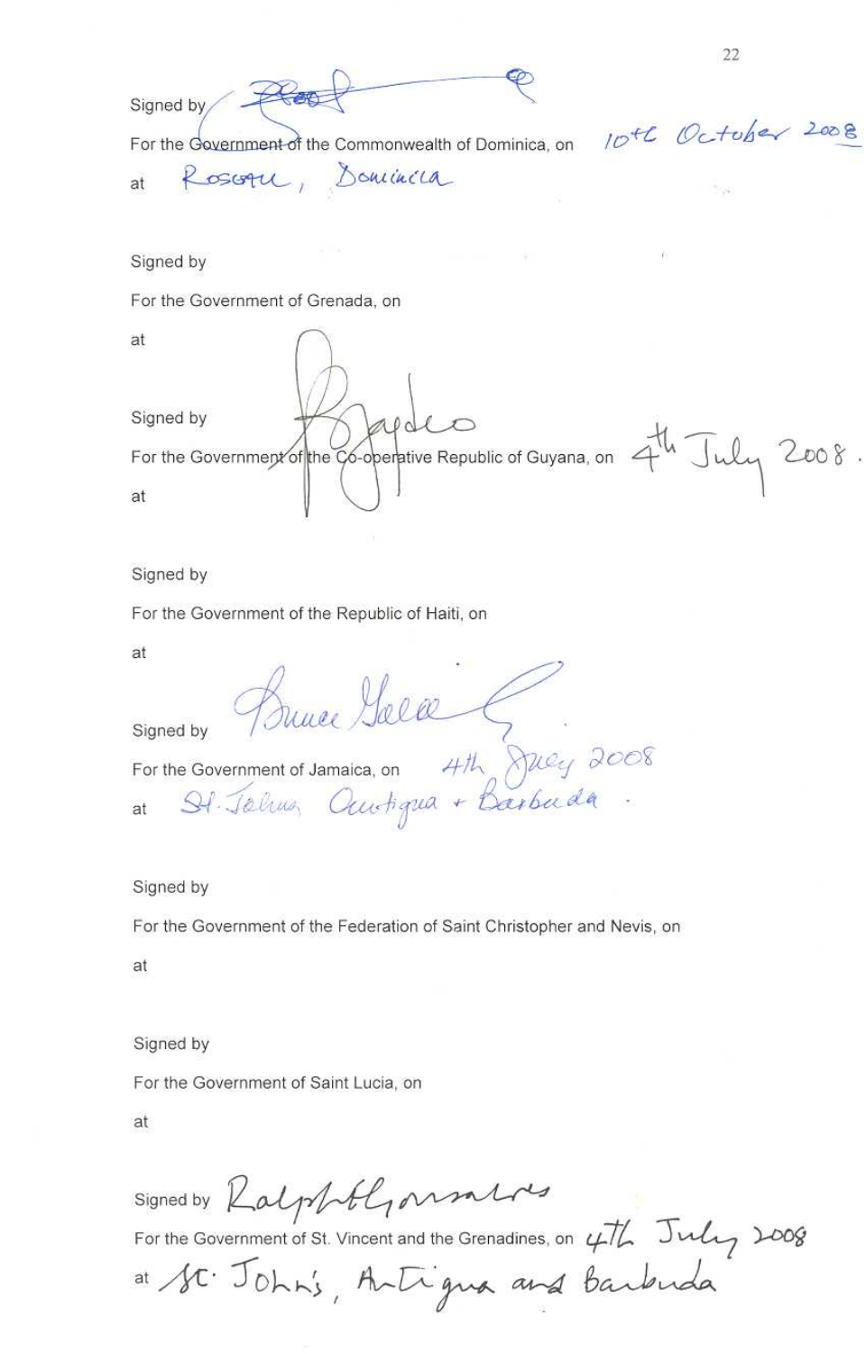Signed by [signature]

For the Government of the Commonwealth of Dominica, on 10th October 2008

at Roseau, Dominica

Signed by

For the Government of Grenada, on

at

Signed by [signature]

For the Government of the Co-operative Republic of Guyana, on 4th July 2008.

at

Signed by

For the Government of the Republic of Haiti, on

at

Signed by Bruce Golding [signature]

For the Government of Jamaica, on 4th July 2008

at St. Johns Antigua + Barbuda.

Signed by

For the Government of the Federation of Saint Christopher and Nevis, on

at

Signed by

For the Government of Saint Lucia, on

at

Signed by Ralph Gonsalves [signature]

For the Government of St. Vincent and the Grenadines, on 4th July 2008

at St. John's, Antigua and Barbuda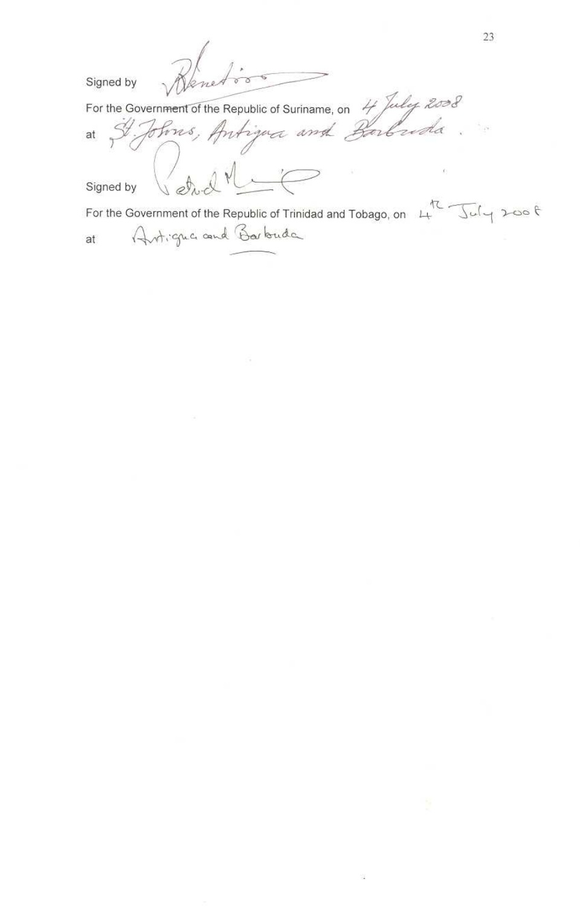Signed by [signature]

For the Government of the Republic of Suriname, on 4 July 2008

at St. Johns, Antigua and Barbuda.

Signed by [signature]

For the Government of the Republic of Trinidad and Tobago, on 4th July 2008

at Antigua and Barbuda